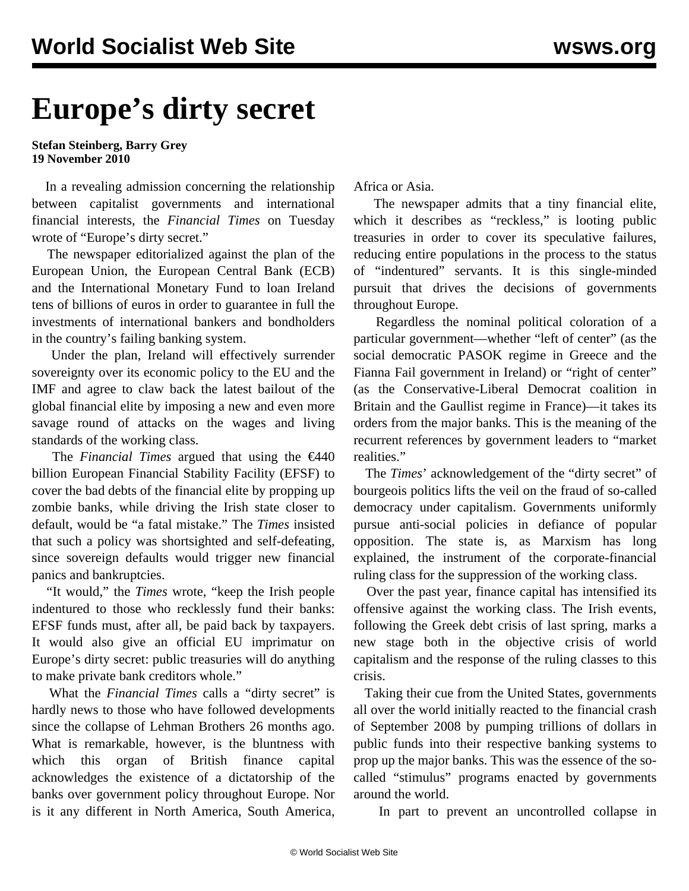# Europe's dirty secret

**Stefan Steinberg, Barry Grey**
**19 November 2010**

In a revealing admission concerning the relationship between capitalist governments and international financial interests, the *Financial Times* on Tuesday wrote of "Europe's dirty secret."

The newspaper editorialized against the plan of the European Union, the European Central Bank (ECB) and the International Monetary Fund to loan Ireland tens of billions of euros in order to guarantee in full the investments of international bankers and bondholders in the country's failing banking system.

Under the plan, Ireland will effectively surrender sovereignty over its economic policy to the EU and the IMF and agree to claw back the latest bailout of the global financial elite by imposing a new and even more savage round of attacks on the wages and living standards of the working class.

The *Financial Times* argued that using the €440 billion European Financial Stability Facility (EFSF) to cover the bad debts of the financial elite by propping up zombie banks, while driving the Irish state closer to default, would be "a fatal mistake." The *Times* insisted that such a policy was shortsighted and self-defeating, since sovereign defaults would trigger new financial panics and bankruptcies.

"It would," the *Times* wrote, "keep the Irish people indentured to those who recklessly fund their banks: EFSF funds must, after all, be paid back by taxpayers. It would also give an official EU imprimatur on Europe's dirty secret: public treasuries will do anything to make private bank creditors whole."

What the *Financial Times* calls a "dirty secret" is hardly news to those who have followed developments since the collapse of Lehman Brothers 26 months ago. What is remarkable, however, is the bluntness with which this organ of British finance capital acknowledges the existence of a dictatorship of the banks over government policy throughout Europe. Nor is it any different in North America, South America, Africa or Asia.

The newspaper admits that a tiny financial elite, which it describes as "reckless," is looting public treasuries in order to cover its speculative failures, reducing entire populations in the process to the status of "indentured" servants. It is this single-minded pursuit that drives the decisions of governments throughout Europe.

Regardless the nominal political coloration of a particular government—whether "left of center" (as the social democratic PASOK regime in Greece and the Fianna Fail government in Ireland) or "right of center" (as the Conservative-Liberal Democrat coalition in Britain and the Gaullist regime in France)—it takes its orders from the major banks. This is the meaning of the recurrent references by government leaders to "market realities."

The *Times*' acknowledgement of the "dirty secret" of bourgeois politics lifts the veil on the fraud of so-called democracy under capitalism. Governments uniformly pursue anti-social policies in defiance of popular opposition. The state is, as Marxism has long explained, the instrument of the corporate-financial ruling class for the suppression of the working class.

Over the past year, finance capital has intensified its offensive against the working class. The Irish events, following the Greek debt crisis of last spring, marks a new stage both in the objective crisis of world capitalism and the response of the ruling classes to this crisis.

Taking their cue from the United States, governments all over the world initially reacted to the financial crash of September 2008 by pumping trillions of dollars in public funds into their respective banking systems to prop up the major banks. This was the essence of the so-called "stimulus" programs enacted by governments around the world.

In part to prevent an uncontrolled collapse in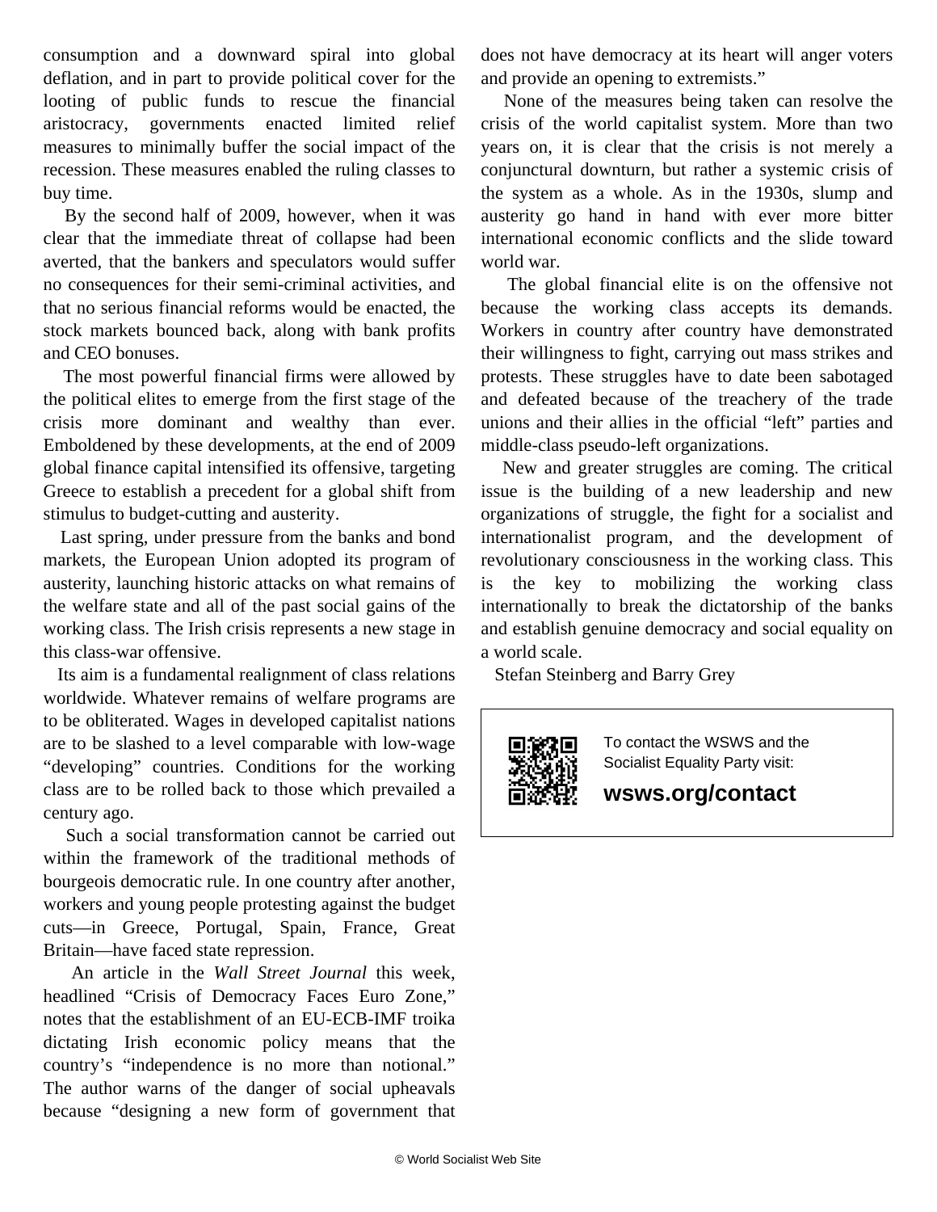consumption and a downward spiral into global deflation, and in part to provide political cover for the looting of public funds to rescue the financial aristocracy, governments enacted limited relief measures to minimally buffer the social impact of the recession. These measures enabled the ruling classes to buy time.

By the second half of 2009, however, when it was clear that the immediate threat of collapse had been averted, that the bankers and speculators would suffer no consequences for their semi-criminal activities, and that no serious financial reforms would be enacted, the stock markets bounced back, along with bank profits and CEO bonuses.

The most powerful financial firms were allowed by the political elites to emerge from the first stage of the crisis more dominant and wealthy than ever. Emboldened by these developments, at the end of 2009 global finance capital intensified its offensive, targeting Greece to establish a precedent for a global shift from stimulus to budget-cutting and austerity.

Last spring, under pressure from the banks and bond markets, the European Union adopted its program of austerity, launching historic attacks on what remains of the welfare state and all of the past social gains of the working class. The Irish crisis represents a new stage in this class-war offensive.

Its aim is a fundamental realignment of class relations worldwide. Whatever remains of welfare programs are to be obliterated. Wages in developed capitalist nations are to be slashed to a level comparable with low-wage "developing" countries. Conditions for the working class are to be rolled back to those which prevailed a century ago.

Such a social transformation cannot be carried out within the framework of the traditional methods of bourgeois democratic rule. In one country after another, workers and young people protesting against the budget cuts—in Greece, Portugal, Spain, France, Great Britain—have faced state repression.

An article in the *Wall Street Journal* this week, headlined "Crisis of Democracy Faces Euro Zone," notes that the establishment of an EU-ECB-IMF troika dictating Irish economic policy means that the country's "independence is no more than notional." The author warns of the danger of social upheavals because "designing a new form of government that does not have democracy at its heart will anger voters and provide an opening to extremists."

None of the measures being taken can resolve the crisis of the world capitalist system. More than two years on, it is clear that the crisis is not merely a conjunctural downturn, but rather a systemic crisis of the system as a whole. As in the 1930s, slump and austerity go hand in hand with ever more bitter international economic conflicts and the slide toward world war.

The global financial elite is on the offensive not because the working class accepts its demands. Workers in country after country have demonstrated their willingness to fight, carrying out mass strikes and protests. These struggles have to date been sabotaged and defeated because of the treachery of the trade unions and their allies in the official "left" parties and middle-class pseudo-left organizations.

New and greater struggles are coming. The critical issue is the building of a new leadership and new organizations of struggle, the fight for a socialist and internationalist program, and the development of revolutionary consciousness in the working class. This is the key to mobilizing the working class internationally to break the dictatorship of the banks and establish genuine democracy and social equality on a world scale.

Stefan Steinberg and Barry Grey

To contact the WSWS and the Socialist Equality Party visit:

**wsws.org/contact**